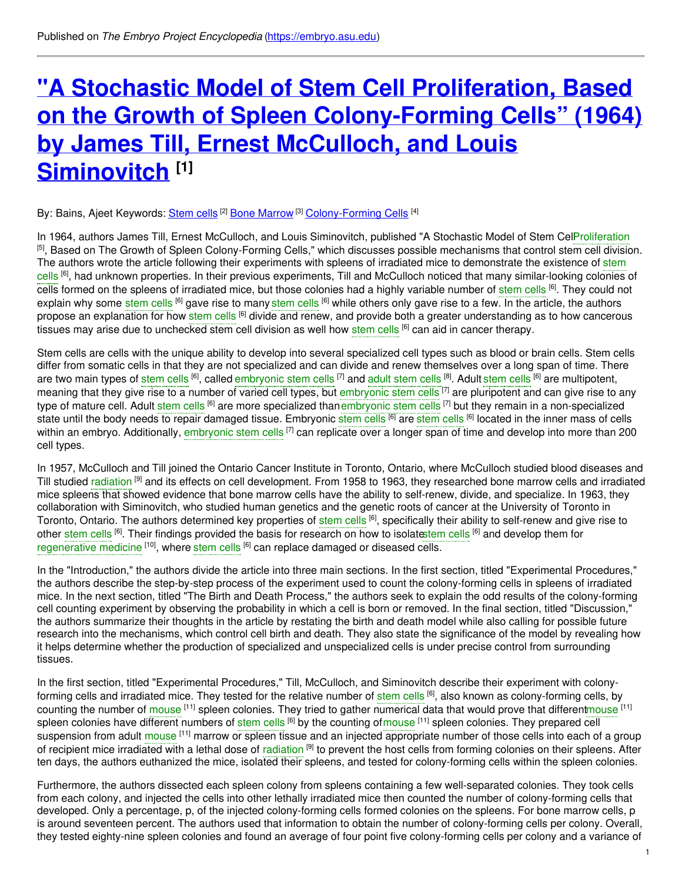Published on *The Embryo Project Encyclopedia* (https://embryo.asu.edu)

# "A Stochastic Model of Stem Cell Proliferation, Based on the Growth of Spleen Colony-Forming Cells" (1964) by James Till, Ernest McCulloch, and Louis Siminovitch [1]

By: Bains, Ajeet Keywords: Stem cells [2] Bone Marrow [3] Colony-Forming Cells [4]

In 1964, authors James Till, Ernest McCulloch, and Louis Siminovitch, published "A Stochastic Model of Stem CelProliferation [5], Based on The Growth of Spleen Colony-Forming Cells," which discusses possible mechanisms that control stem cell division. The authors wrote the article following their experiments with spleens of irradiated mice to demonstrate the existence of stem cells [6], had unknown properties. In their previous experiments, Till and McCulloch noticed that many similar-looking colonies of cells formed on the spleens of irradiated mice, but those colonies had a highly variable number of stem cells [6]. They could not explain why some stem cells [6] gave rise to many stem cells [6] while others only gave rise to a few. In the article, the authors propose an explanation for how stem cells [6] divide and renew, and provide both a greater understanding as to how cancerous tissues may arise due to unchecked stem cell division as well how stem cells [6] can aid in cancer therapy.

Stem cells are cells with the unique ability to develop into several specialized cell types such as blood or brain cells. Stem cells differ from somatic cells in that they are not specialized and can divide and renew themselves over a long span of time. There are two main types of stem cells [6], called embryonic stem cells [7] and adult stem cells [8]. Adult stem cells [6] are multipotent, meaning that they give rise to a number of varied cell types, but embryonic stem cells [7] are pluripotent and can give rise to any type of mature cell. Adult stem cells [6] are more specialized than embryonic stem cells [7] but they remain in a non-specialized state until the body needs to repair damaged tissue. Embryonic stem cells [6] are stem cells [6] located in the inner mass of cells within an embryo. Additionally, embryonic stem cells [7] can replicate over a longer span of time and develop into more than 200 cell types.

In 1957, McCulloch and Till joined the Ontario Cancer Institute in Toronto, Ontario, where McCulloch studied blood diseases and Till studied radiation [9] and its effects on cell development. From 1958 to 1963, they researched bone marrow cells and irradiated mice spleens that showed evidence that bone marrow cells have the ability to self-renew, divide, and specialize. In 1963, they collaboration with Siminovitch, who studied human genetics and the genetic roots of cancer at the University of Toronto in Toronto, Ontario. The authors determined key properties of stem cells [6], specifically their ability to self-renew and give rise to other stem cells [6]. Their findings provided the basis for research on how to isolatestem cells [6] and develop them for regenerative medicine [10], where stem cells [6] can replace damaged or diseased cells.

In the "Introduction," the authors divide the article into three main sections. In the first section, titled "Experimental Procedures," the authors describe the step-by-step process of the experiment used to count the colony-forming cells in spleens of irradiated mice. In the next section, titled "The Birth and Death Process," the authors seek to explain the odd results of the colony-forming cell counting experiment by observing the probability in which a cell is born or removed. In the final section, titled "Discussion," the authors summarize their thoughts in the article by restating the birth and death model while also calling for possible future research into the mechanisms, which control cell birth and death. They also state the significance of the model by revealing how it helps determine whether the production of specialized and unspecialized cells is under precise control from surrounding tissues.

In the first section, titled "Experimental Procedures," Till, McCulloch, and Siminovitch describe their experiment with colony-forming cells and irradiated mice. They tested for the relative number of stem cells [6], also known as colony-forming cells, by counting the number of mouse [11] spleen colonies. They tried to gather numerical data that would prove that differentmouse [11] spleen colonies have different numbers of stem cells [6] by the counting of mouse [11] spleen colonies. They prepared cell suspension from adult mouse [11] marrow or spleen tissue and an injected appropriate number of those cells into each of a group of recipient mice irradiated with a lethal dose of radiation [9] to prevent the host cells from forming colonies on their spleens. After ten days, the authors euthanized the mice, isolated their spleens, and tested for colony-forming cells within the spleen colonies.

Furthermore, the authors dissected each spleen colony from spleens containing a few well-separated colonies. They took cells from each colony, and injected the cells into other lethally irradiated mice then counted the number of colony-forming cells that developed. Only a percentage, p, of the injected colony-forming cells formed colonies on the spleens. For bone marrow cells, p is around seventeen percent. The authors used that information to obtain the number of colony-forming cells per colony. Overall, they tested eighty-nine spleen colonies and found an average of four point five colony-forming cells per colony and a variance of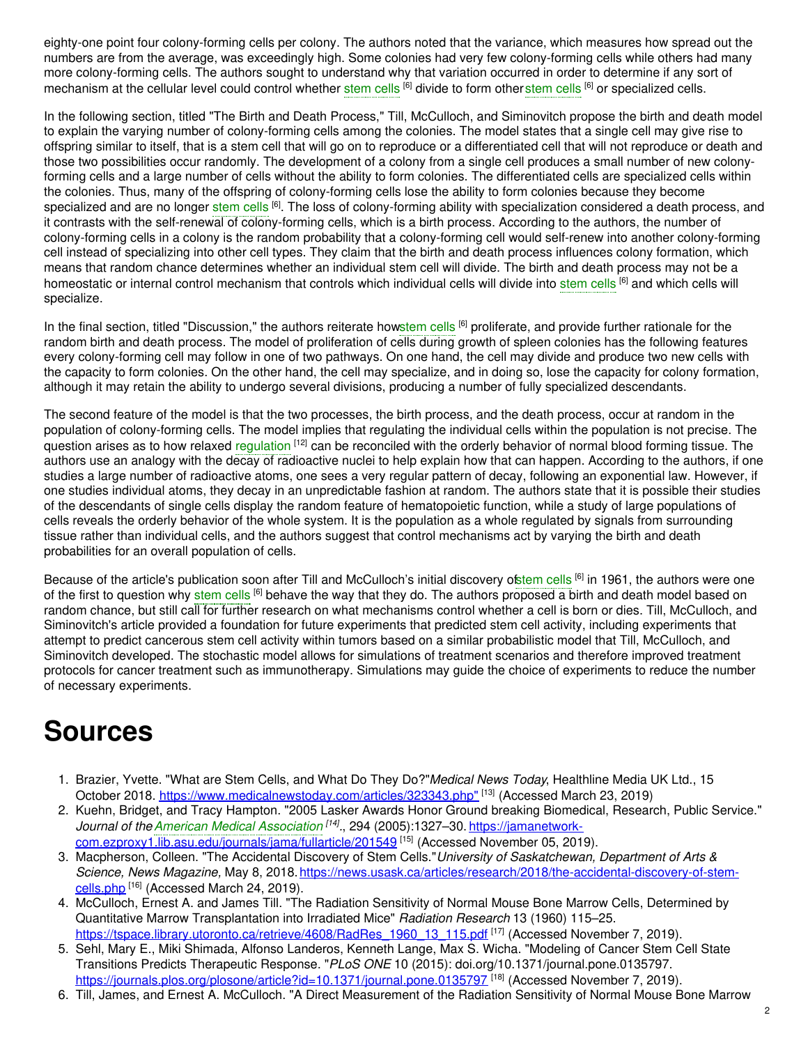eighty-one point four colony-forming cells per colony. The authors noted that the variance, which measures how spread out the numbers are from the average, was exceedingly high. Some colonies had very few colony-forming cells while others had many more colony-forming cells. The authors sought to understand why that variation occurred in order to determine if any sort of mechanism at the cellular level could control whether stem cells [6] divide to form other stem cells [6] or specialized cells.

In the following section, titled "The Birth and Death Process," Till, McCulloch, and Siminovitch propose the birth and death model to explain the varying number of colony-forming cells among the colonies. The model states that a single cell may give rise to offspring similar to itself, that is a stem cell that will go on to reproduce or a differentiated cell that will not reproduce or death and those two possibilities occur randomly. The development of a colony from a single cell produces a small number of new colony-forming cells and a large number of cells without the ability to form colonies. The differentiated cells are specialized cells within the colonies. Thus, many of the offspring of colony-forming cells lose the ability to form colonies because they become specialized and are no longer stem cells [6]. The loss of colony-forming ability with specialization considered a death process, and it contrasts with the self-renewal of colony-forming cells, which is a birth process. According to the authors, the number of colony-forming cells in a colony is the random probability that a colony-forming cell would self-renew into another colony-forming cell instead of specializing into other cell types. They claim that the birth and death process influences colony formation, which means that random chance determines whether an individual stem cell will divide. The birth and death process may not be a homeostatic or internal control mechanism that controls which individual cells will divide into stem cells [6] and which cells will specialize.

In the final section, titled "Discussion," the authors reiterate how stem cells [6] proliferate, and provide further rationale for the random birth and death process. The model of proliferation of cells during growth of spleen colonies has the following features every colony-forming cell may follow in one of two pathways. On one hand, the cell may divide and produce two new cells with the capacity to form colonies. On the other hand, the cell may specialize, and in doing so, lose the capacity for colony formation, although it may retain the ability to undergo several divisions, producing a number of fully specialized descendants.

The second feature of the model is that the two processes, the birth process, and the death process, occur at random in the population of colony-forming cells. The model implies that regulating the individual cells within the population is not precise. The question arises as to how relaxed regulation [12] can be reconciled with the orderly behavior of normal blood forming tissue. The authors use an analogy with the decay of radioactive nuclei to help explain how that can happen. According to the authors, if one studies a large number of radioactive atoms, one sees a very regular pattern of decay, following an exponential law. However, if one studies individual atoms, they decay in an unpredictable fashion at random. The authors state that it is possible their studies of the descendants of single cells display the random feature of hematopoietic function, while a study of large populations of cells reveals the orderly behavior of the whole system. It is the population as a whole regulated by signals from surrounding tissue rather than individual cells, and the authors suggest that control mechanisms act by varying the birth and death probabilities for an overall population of cells.

Because of the article's publication soon after Till and McCulloch's initial discovery of stem cells [6] in 1961, the authors were one of the first to question why stem cells [6] behave the way that they do. The authors proposed a birth and death model based on random chance, but still call for further research on what mechanisms control whether a cell is born or dies. Till, McCulloch, and Siminovitch's article provided a foundation for future experiments that predicted stem cell activity, including experiments that attempt to predict cancerous stem cell activity within tumors based on a similar probabilistic model that Till, McCulloch, and Siminovitch developed. The stochastic model allows for simulations of treatment scenarios and therefore improved treatment protocols for cancer treatment such as immunotherapy. Simulations may guide the choice of experiments to reduce the number of necessary experiments.

# Sources

1. Brazier, Yvette. "What are Stem Cells, and What Do They Do?" *Medical News Today*, Healthline Media UK Ltd., 15 October 2018. https://www.medicalnewstoday.com/articles/323343.php" [13] (Accessed March 23, 2019)
2. Kuehn, Bridget, and Tracy Hampton. "2005 Lasker Awards Honor Ground breaking Biomedical, Research, Public Service." *Journal of the American Medical Association* [14]., 294 (2005):1327–30. https://jamanetwork-com.ezproxy1.lib.asu.edu/journals/jama/fullarticle/201549 [15] (Accessed November 05, 2019).
3. Macpherson, Colleen. "The Accidental Discovery of Stem Cells." *University of Saskatchewan, Department of Arts & Science, News Magazine,* May 8, 2018. https://news.usask.ca/articles/research/2018/the-accidental-discovery-of-stem-cells.php [16] (Accessed March 24, 2019).
4. McCulloch, Ernest A. and James Till. "The Radiation Sensitivity of Normal Mouse Bone Marrow Cells, Determined by Quantitative Marrow Transplantation into Irradiated Mice" *Radiation Research* 13 (1960) 115–25. https://tspace.library.utoronto.ca/retrieve/4608/RadRes_1960_13_115.pdf [17] (Accessed November 7, 2019).
5. Sehl, Mary E., Miki Shimada, Alfonso Landeros, Kenneth Lange, Max S. Wicha. "Modeling of Cancer Stem Cell State Transitions Predicts Therapeutic Response. " *PLoS ONE* 10 (2015): doi.org/10.1371/journal.pone.0135797. https://journals.plos.org/plosone/article?id=10.1371/journal.pone.0135797 [18] (Accessed November 7, 2019).
6. Till, James, and Ernest A. McCulloch. "A Direct Measurement of the Radiation Sensitivity of Normal Mouse Bone Marrow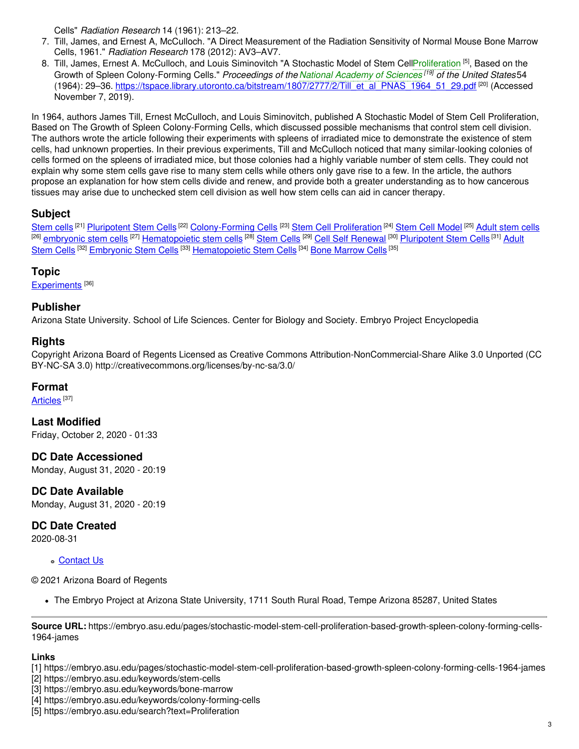Cells" *Radiation Research* 14 (1961): 213–22.

7. Till, James, and Ernest A, McCulloch. "A Direct Measurement of the Radiation Sensitivity of Normal Mouse Bone Marrow Cells, 1961." *Radiation Research* 178 (2012): AV3–AV7.
8. Till, James, Ernest A. McCulloch, and Louis Siminovitch "A Stochastic Model of Stem CellProliferation [5], Based on the Growth of Spleen Colony-Forming Cells." *Proceedings of the National Academy of Sciences [19] of the United States*54 (1964): 29–36. https://tspace.library.utoronto.ca/bitstream/1807/2777/2/Till_et_al_PNAS_1964_51_29.pdf [20] (Accessed November 7, 2019).

In 1964, authors James Till, Ernest McCulloch, and Louis Siminovitch, published A Stochastic Model of Stem Cell Proliferation, Based on The Growth of Spleen Colony-Forming Cells, which discussed possible mechanisms that control stem cell division. The authors wrote the article following their experiments with spleens of irradiated mice to demonstrate the existence of stem cells, had unknown properties. In their previous experiments, Till and McCulloch noticed that many similar-looking colonies of cells formed on the spleens of irradiated mice, but those colonies had a highly variable number of stem cells. They could not explain why some stem cells gave rise to many stem cells while others only gave rise to a few. In the article, the authors propose an explanation for how stem cells divide and renew, and provide both a greater understanding as to how cancerous tissues may arise due to unchecked stem cell division as well how stem cells can aid in cancer therapy.

## Subject

Stem cells [21] Pluripotent Stem Cells [22] Colony-Forming Cells [23] Stem Cell Proliferation [24] Stem Cell Model [25] Adult stem cells [26] embryonic stem cells [27] Hematopoietic stem cells [28] Stem Cells [29] Cell Self Renewal [30] Pluripotent Stem Cells [31] Adult Stem Cells [32] Embryonic Stem Cells [33] Hematopoietic Stem Cells [34] Bone Marrow Cells [35]

## Topic

Experiments [36]

## Publisher

Arizona State University. School of Life Sciences. Center for Biology and Society. Embryo Project Encyclopedia

## Rights

Copyright Arizona Board of Regents Licensed as Creative Commons Attribution-NonCommercial-Share Alike 3.0 Unported (CC BY-NC-SA 3.0) http://creativecommons.org/licenses/by-nc-sa/3.0/

## Format

Articles [37]

## Last Modified

Friday, October 2, 2020 - 01:33

## DC Date Accessioned

Monday, August 31, 2020 - 20:19

## DC Date Available

Monday, August 31, 2020 - 20:19

## DC Date Created

2020-08-31

- Contact Us

© 2021 Arizona Board of Regents

- The Embryo Project at Arizona State University, 1711 South Rural Road, Tempe Arizona 85287, United States

---

**Source URL:** https://embryo.asu.edu/pages/stochastic-model-stem-cell-proliferation-based-growth-spleen-colony-forming-cells-1964-james

**Links**

[1] https://embryo.asu.edu/pages/stochastic-model-stem-cell-proliferation-based-growth-spleen-colony-forming-cells-1964-james
[2] https://embryo.asu.edu/keywords/stem-cells
[3] https://embryo.asu.edu/keywords/bone-marrow
[4] https://embryo.asu.edu/keywords/colony-forming-cells
[5] https://embryo.asu.edu/search?text=Proliferation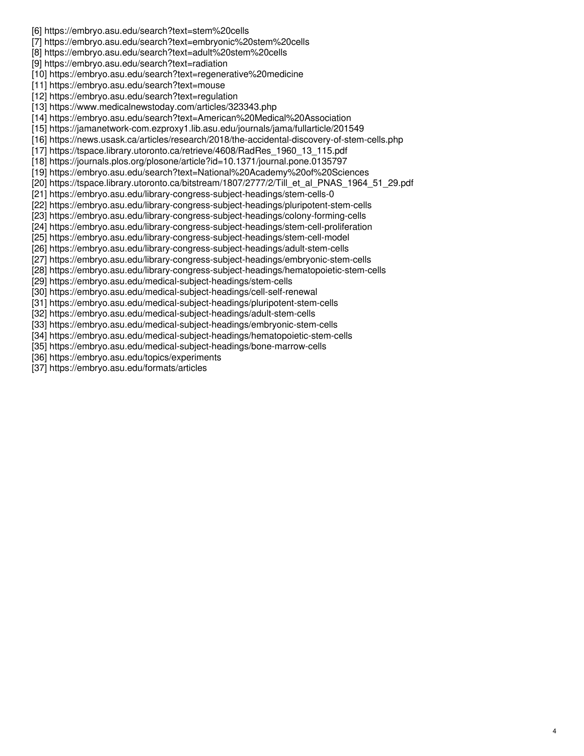[6] https://embryo.asu.edu/search?text=stem%20cells
[7] https://embryo.asu.edu/search?text=embryonic%20stem%20cells
[8] https://embryo.asu.edu/search?text=adult%20stem%20cells
[9] https://embryo.asu.edu/search?text=radiation
[10] https://embryo.asu.edu/search?text=regenerative%20medicine
[11] https://embryo.asu.edu/search?text=mouse
[12] https://embryo.asu.edu/search?text=regulation
[13] https://www.medicalnewstoday.com/articles/323343.php
[14] https://embryo.asu.edu/search?text=American%20Medical%20Association
[15] https://jamanetwork-com.ezproxy1.lib.asu.edu/journals/jama/fullarticle/201549
[16] https://news.usask.ca/articles/research/2018/the-accidental-discovery-of-stem-cells.php
[17] https://tspace.library.utoronto.ca/retrieve/4608/RadRes_1960_13_115.pdf
[18] https://journals.plos.org/plosone/article?id=10.1371/journal.pone.0135797
[19] https://embryo.asu.edu/search?text=National%20Academy%20of%20Sciences
[20] https://tspace.library.utoronto.ca/bitstream/1807/2777/2/Till_et_al_PNAS_1964_51_29.pdf
[21] https://embryo.asu.edu/library-congress-subject-headings/stem-cells-0
[22] https://embryo.asu.edu/library-congress-subject-headings/pluripotent-stem-cells
[23] https://embryo.asu.edu/library-congress-subject-headings/colony-forming-cells
[24] https://embryo.asu.edu/library-congress-subject-headings/stem-cell-proliferation
[25] https://embryo.asu.edu/library-congress-subject-headings/stem-cell-model
[26] https://embryo.asu.edu/library-congress-subject-headings/adult-stem-cells
[27] https://embryo.asu.edu/library-congress-subject-headings/embryonic-stem-cells
[28] https://embryo.asu.edu/library-congress-subject-headings/hematopoietic-stem-cells
[29] https://embryo.asu.edu/medical-subject-headings/stem-cells
[30] https://embryo.asu.edu/medical-subject-headings/cell-self-renewal
[31] https://embryo.asu.edu/medical-subject-headings/pluripotent-stem-cells
[32] https://embryo.asu.edu/medical-subject-headings/adult-stem-cells
[33] https://embryo.asu.edu/medical-subject-headings/embryonic-stem-cells
[34] https://embryo.asu.edu/medical-subject-headings/hematopoietic-stem-cells
[35] https://embryo.asu.edu/medical-subject-headings/bone-marrow-cells
[36] https://embryo.asu.edu/topics/experiments
[37] https://embryo.asu.edu/formats/articles